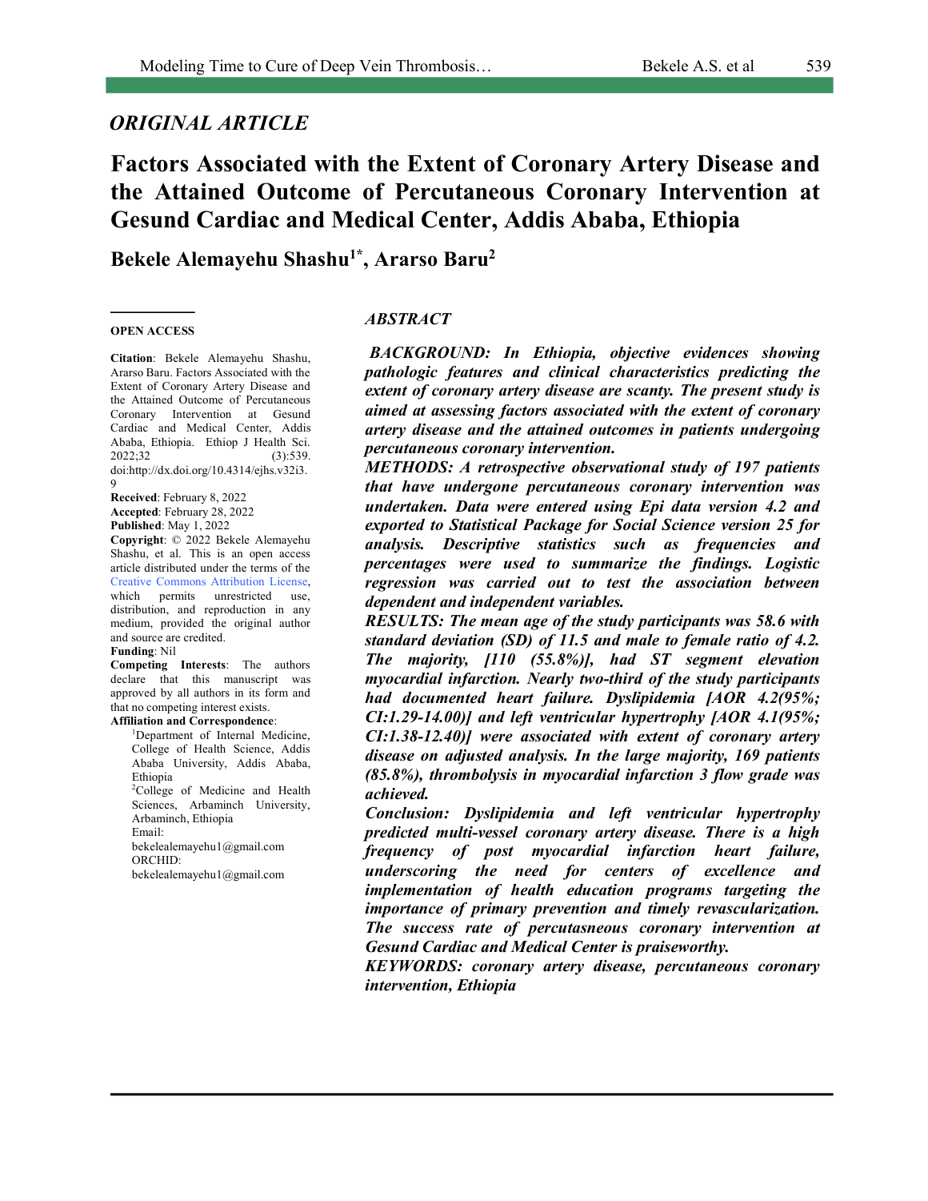## *ORIGINAL ARTICLE*

# Factors Associated with the Extent of Coronary Artery Disease and the Attained Outcome of Percutaneous Coronary Intervention at Gesund Cardiac and Medical Center, Addis Ababa, Ethiopia

**Bekele Alemayehu Shashu[1*], Ararso Baru[2]**

**OPEN ACCESS**

**Citation**: Bekele Alemayehu Shashu, Ararso Baru. Factors Associated with the Extent of Coronary Artery Disease and the Attained Outcome of Percutaneous Coronary Intervention at Gesund Cardiac and Medical Center, Addis Ababa, Ethiopia. Ethiop J Health Sci. 2022;32 (3):539. doi:http://dx.doi.org/10.4314/ejhs.v32i3.9

**Received**: February 8, 2022
**Accepted**: February 28, 2022
**Published**: May 1, 2022

**Copyright**: © 2022 Bekele Alemayehu Shashu, et al. This is an open access article distributed under the terms of the Creative Commons Attribution License, which permits unrestricted use, distribution, and reproduction in any medium, provided the original author and source are credited.

**Funding**: Nil

**Competing Interests**: The authors declare that this manuscript was approved by all authors in its form and that no competing interest exists.

**Affiliation and Correspondence**:
[1]Department of Internal Medicine, College of Health Science, Addis Ababa University, Addis Ababa, Ethiopia
[2]College of Medicine and Health Sciences, Arbaminch University, Arbaminch, Ethiopia
Email: bekelealemayehu1@gmail.com
ORCHID: bekelealemayehu1@gmail.com

## *ABSTRACT*

***BACKGROUND:** In Ethiopia, objective evidences showing pathologic features and clinical characteristics predicting the extent of coronary artery disease are scanty. The present study is aimed at assessing factors associated with the extent of coronary artery disease and the attained outcomes in patients undergoing percutaneous coronary intervention.*

***METHODS:** A retrospective observational study of 197 patients that have undergone percutaneous coronary intervention was undertaken. Data were entered using Epi data version 4.2 and exported to Statistical Package for Social Science version 25 for analysis. Descriptive statistics such as frequencies and percentages were used to summarize the findings. Logistic regression was carried out to test the association between dependent and independent variables.*

***RESULTS:** The mean age of the study participants was 58.6 with standard deviation (SD) of 11.5 and male to female ratio of 4.2. The majority, [110 (55.8%)], had ST segment elevation myocardial infarction. Nearly two-third of the study participants had documented heart failure. Dyslipidemia [AOR 4.2(95%; CI:1.29-14.00)] and left ventricular hypertrophy [AOR 4.1(95%; CI:1.38-12.40)] were associated with extent of coronary artery disease on adjusted analysis. In the large majority, 169 patients (85.8%), thrombolysis in myocardial infarction 3 flow grade was achieved.*

***Conclusion:** Dyslipidemia and left ventricular hypertrophy predicted multi-vessel coronary artery disease. There is a high frequency of post myocardial infarction heart failure, underscoring the need for centers of excellence and implementation of health education programs targeting the importance of primary prevention and timely revascularization. The success rate of percutasneous coronary intervention at Gesund Cardiac and Medical Center is praiseworthy.*

***KEYWORDS:** coronary artery disease, percutaneous coronary intervention, Ethiopia*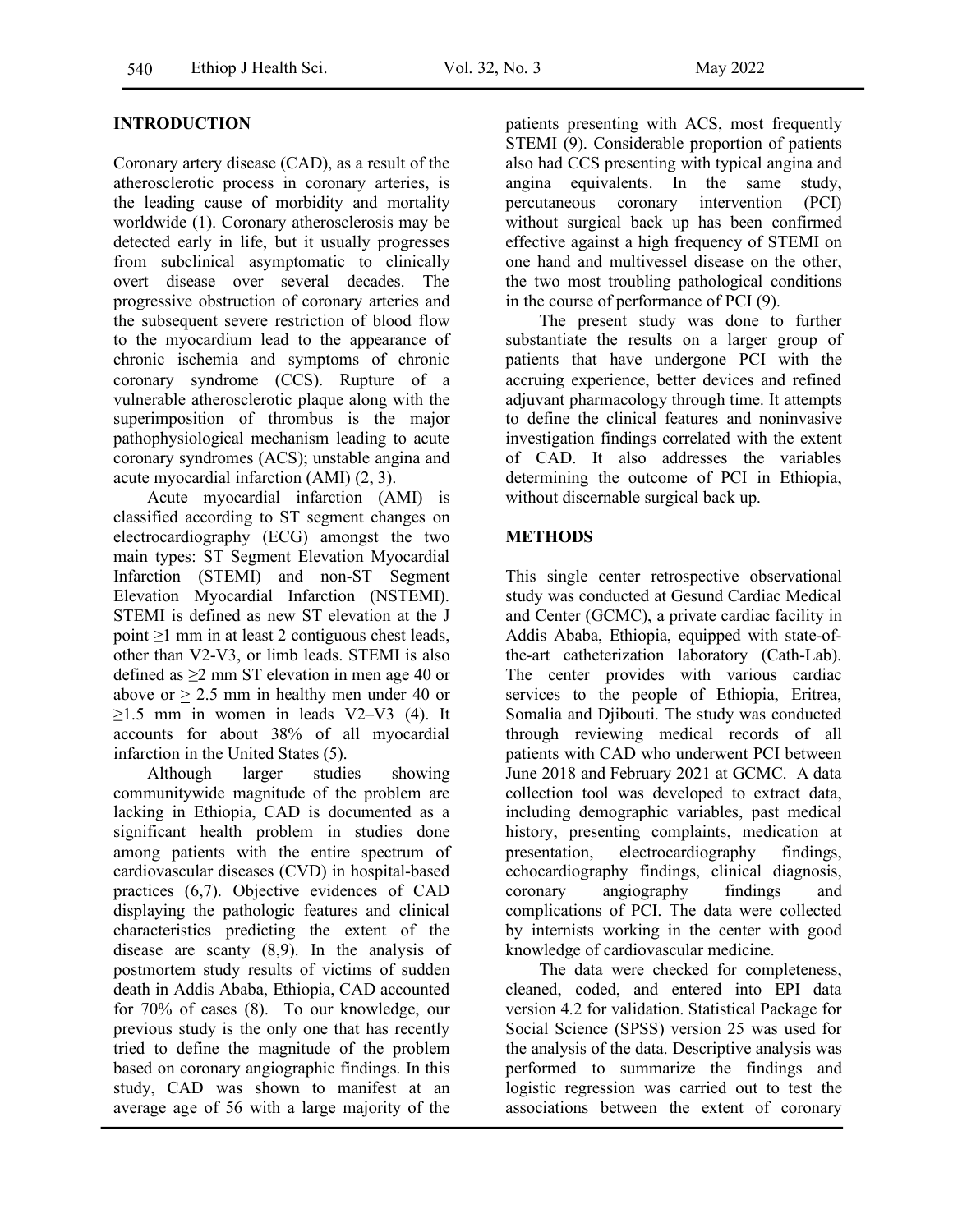## INTRODUCTION

Coronary artery disease (CAD), as a result of the atherosclerotic process in coronary arteries, is the leading cause of morbidity and mortality worldwide (1). Coronary atherosclerosis may be detected early in life, but it usually progresses from subclinical asymptomatic to clinically overt disease over several decades. The progressive obstruction of coronary arteries and the subsequent severe restriction of blood flow to the myocardium lead to the appearance of chronic ischemia and symptoms of chronic coronary syndrome (CCS). Rupture of a vulnerable atherosclerotic plaque along with the superimposition of thrombus is the major pathophysiological mechanism leading to acute coronary syndromes (ACS); unstable angina and acute myocardial infarction (AMI) (2, 3).

Acute myocardial infarction (AMI) is classified according to ST segment changes on electrocardiography (ECG) amongst the two main types: ST Segment Elevation Myocardial Infarction (STEMI) and non-ST Segment Elevation Myocardial Infarction (NSTEMI). STEMI is defined as new ST elevation at the J point ≥1 mm in at least 2 contiguous chest leads, other than V2-V3, or limb leads. STEMI is also defined as ≥2 mm ST elevation in men age 40 or above or ≥ 2.5 mm in healthy men under 40 or ≥1.5 mm in women in leads V2–V3 (4). It accounts for about 38% of all myocardial infarction in the United States (5).

Although larger studies showing communitywide magnitude of the problem are lacking in Ethiopia, CAD is documented as a significant health problem in studies done among patients with the entire spectrum of cardiovascular diseases (CVD) in hospital-based practices (6,7). Objective evidences of CAD displaying the pathologic features and clinical characteristics predicting the extent of the disease are scanty (8,9). In the analysis of postmortem study results of victims of sudden death in Addis Ababa, Ethiopia, CAD accounted for 70% of cases (8). To our knowledge, our previous study is the only one that has recently tried to define the magnitude of the problem based on coronary angiographic findings. In this study, CAD was shown to manifest at an average age of 56 with a large majority of the patients presenting with ACS, most frequently STEMI (9). Considerable proportion of patients also had CCS presenting with typical angina and angina equivalents. In the same study, percutaneous coronary intervention (PCI) without surgical back up has been confirmed effective against a high frequency of STEMI on one hand and multivessel disease on the other, the two most troubling pathological conditions in the course of performance of PCI (9).

The present study was done to further substantiate the results on a larger group of patients that have undergone PCI with the accruing experience, better devices and refined adjuvant pharmacology through time. It attempts to define the clinical features and noninvasive investigation findings correlated with the extent of CAD. It also addresses the variables determining the outcome of PCI in Ethiopia, without discernable surgical back up.

## METHODS

This single center retrospective observational study was conducted at Gesund Cardiac Medical and Center (GCMC), a private cardiac facility in Addis Ababa, Ethiopia, equipped with state-of-the-art catheterization laboratory (Cath-Lab). The center provides with various cardiac services to the people of Ethiopia, Eritrea, Somalia and Djibouti. The study was conducted through reviewing medical records of all patients with CAD who underwent PCI between June 2018 and February 2021 at GCMC. A data collection tool was developed to extract data, including demographic variables, past medical history, presenting complaints, medication at presentation, electrocardiography findings, echocardiography findings, clinical diagnosis, coronary angiography findings and complications of PCI. The data were collected by internists working in the center with good knowledge of cardiovascular medicine.

The data were checked for completeness, cleaned, coded, and entered into EPI data version 4.2 for validation. Statistical Package for Social Science (SPSS) version 25 was used for the analysis of the data. Descriptive analysis was performed to summarize the findings and logistic regression was carried out to test the associations between the extent of coronary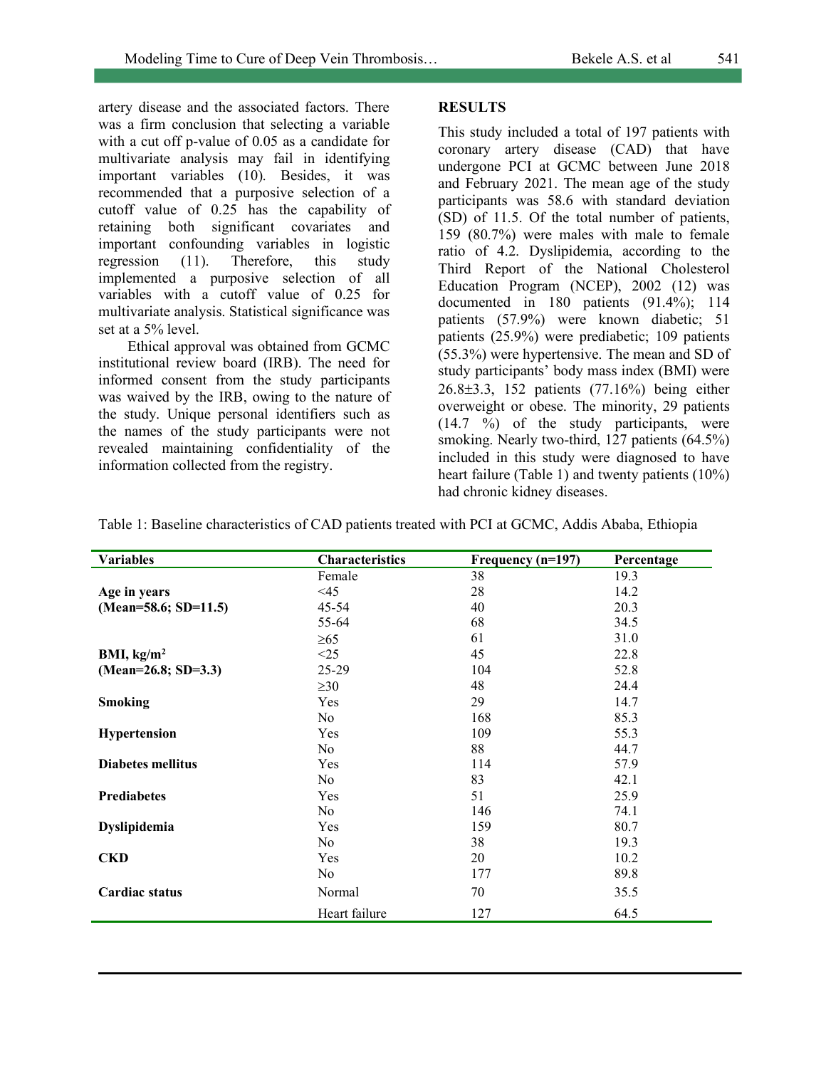artery disease and the associated factors. There was a firm conclusion that selecting a variable with a cut off p-value of 0.05 as a candidate for multivariate analysis may fail in identifying important variables (10). Besides, it was recommended that a purposive selection of a cutoff value of 0.25 has the capability of retaining both significant covariates and important confounding variables in logistic regression (11). Therefore, this study implemented a purposive selection of all variables with a cutoff value of 0.25 for multivariate analysis. Statistical significance was set at a 5% level.

Ethical approval was obtained from GCMC institutional review board (IRB). The need for informed consent from the study participants was waived by the IRB, owing to the nature of the study. Unique personal identifiers such as the names of the study participants were not revealed maintaining confidentiality of the information collected from the registry.

## RESULTS

This study included a total of 197 patients with coronary artery disease (CAD) that have undergone PCI at GCMC between June 2018 and February 2021. The mean age of the study participants was 58.6 with standard deviation (SD) of 11.5. Of the total number of patients, 159 (80.7%) were males with male to female ratio of 4.2. Dyslipidemia, according to the Third Report of the National Cholesterol Education Program (NCEP), 2002 (12) was documented in 180 patients (91.4%); 114 patients (57.9%) were known diabetic; 51 patients (25.9%) were prediabetic; 109 patients (55.3%) were hypertensive. The mean and SD of study participants' body mass index (BMI) were 26.8±3.3, 152 patients (77.16%) being either overweight or obese. The minority, 29 patients (14.7 %) of the study participants, were smoking. Nearly two-third, 127 patients (64.5%) included in this study were diagnosed to have heart failure (Table 1) and twenty patients (10%) had chronic kidney diseases.

Table 1: Baseline characteristics of CAD patients treated with PCI at GCMC, Addis Ababa, Ethiopia

| Variables | Characteristics | Frequency (n=197) | Percentage |
|---|---|---|---|
| | Female | 38 | 19.3 |
| **Age in years** | <45 | 28 | 14.2 |
| **(Mean=58.6; SD=11.5)** | 45-54 | 40 | 20.3 |
| | 55-64 | 68 | 34.5 |
| | ≥65 | 61 | 31.0 |
| **BMI, kg/m$^2$** | <25 | 45 | 22.8 |
| **(Mean=26.8; SD=3.3)** | 25-29 | 104 | 52.8 |
| | ≥30 | 48 | 24.4 |
| **Smoking** | Yes | 29 | 14.7 |
| | No | 168 | 85.3 |
| **Hypertension** | Yes | 109 | 55.3 |
| | No | 88 | 44.7 |
| **Diabetes mellitus** | Yes | 114 | 57.9 |
| | No | 83 | 42.1 |
| **Prediabetes** | Yes | 51 | 25.9 |
| | No | 146 | 74.1 |
| **Dyslipidemia** | Yes | 159 | 80.7 |
| | No | 38 | 19.3 |
| **CKD** | Yes | 20 | 10.2 |
| | No | 177 | 89.8 |
| **Cardiac status** | Normal | 70 | 35.5 |
| | Heart failure | 127 | 64.5 |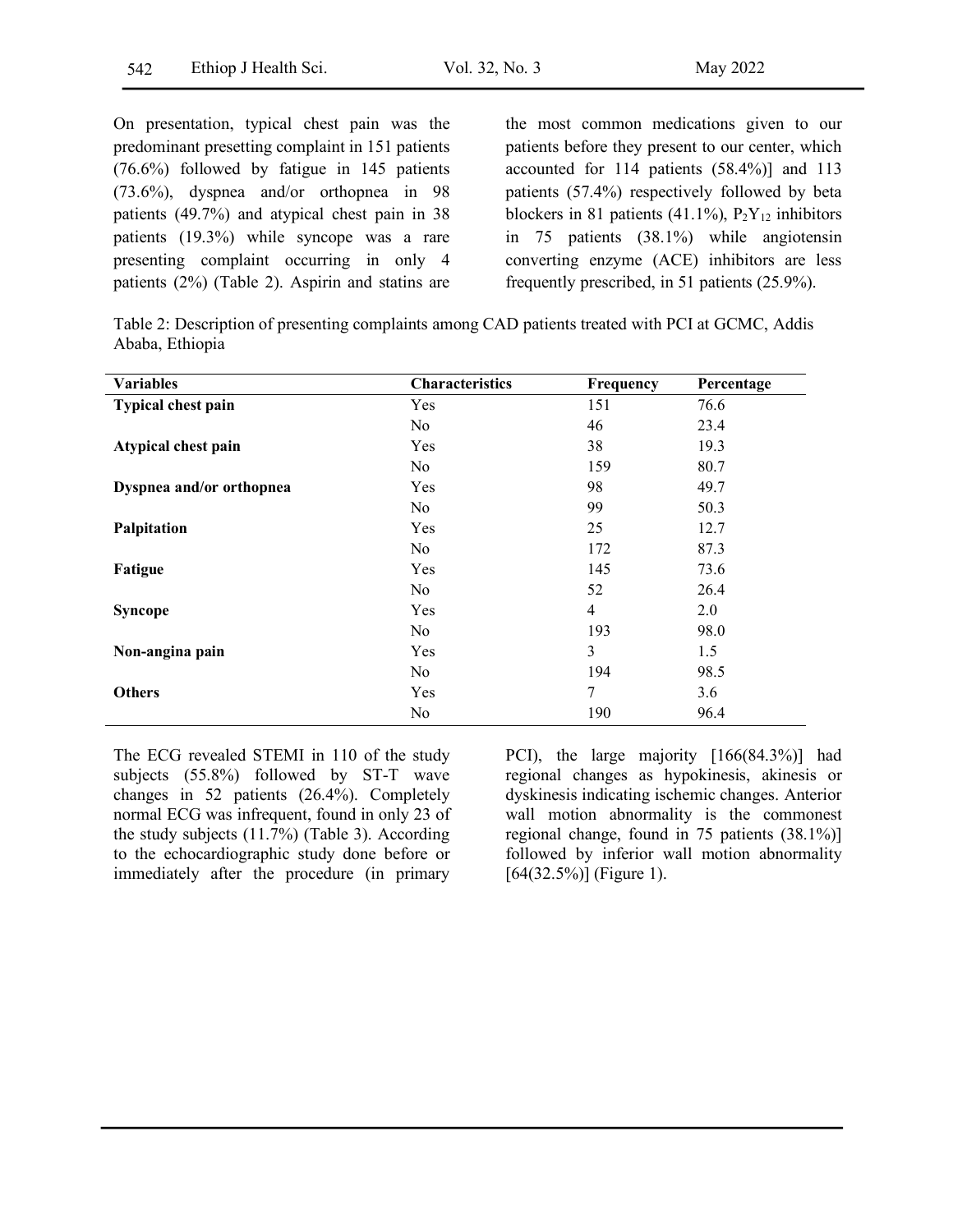On presentation, typical chest pain was the predominant presetting complaint in 151 patients (76.6%) followed by fatigue in 145 patients (73.6%), dyspnea and/or orthopnea in 98 patients (49.7%) and atypical chest pain in 38 patients (19.3%) while syncope was a rare presenting complaint occurring in only 4 patients (2%) (Table 2). Aspirin and statins are the most common medications given to our patients before they present to our center, which accounted for 114 patients (58.4%)] and 113 patients (57.4%) respectively followed by beta blockers in 81 patients (41.1%), $P_2Y_{12}$ inhibitors in 75 patients (38.1%) while angiotensin converting enzyme (ACE) inhibitors are less frequently prescribed, in 51 patients (25.9%).

Table 2: Description of presenting complaints among CAD patients treated with PCI at GCMC, Addis Ababa, Ethiopia

| Variables | Characteristics | Frequency | Percentage |
|---|---|---|---|
| **Typical chest pain** | Yes | 151 | 76.6 |
| | No | 46 | 23.4 |
| **Atypical chest pain** | Yes | 38 | 19.3 |
| | No | 159 | 80.7 |
| **Dyspnea and/or orthopnea** | Yes | 98 | 49.7 |
| | No | 99 | 50.3 |
| **Palpitation** | Yes | 25 | 12.7 |
| | No | 172 | 87.3 |
| **Fatigue** | Yes | 145 | 73.6 |
| | No | 52 | 26.4 |
| **Syncope** | Yes | 4 | 2.0 |
| | No | 193 | 98.0 |
| **Non-angina pain** | Yes | 3 | 1.5 |
| | No | 194 | 98.5 |
| **Others** | Yes | 7 | 3.6 |
| | No | 190 | 96.4 |

The ECG revealed STEMI in 110 of the study subjects (55.8%) followed by ST-T wave changes in 52 patients (26.4%). Completely normal ECG was infrequent, found in only 23 of the study subjects (11.7%) (Table 3). According to the echocardiographic study done before or immediately after the procedure (in primary PCI), the large majority [166(84.3%)] had regional changes as hypokinesis, akinesis or dyskinesis indicating ischemic changes. Anterior wall motion abnormality is the commonest regional change, found in 75 patients (38.1%)] followed by inferior wall motion abnormality [64(32.5%)] (Figure 1).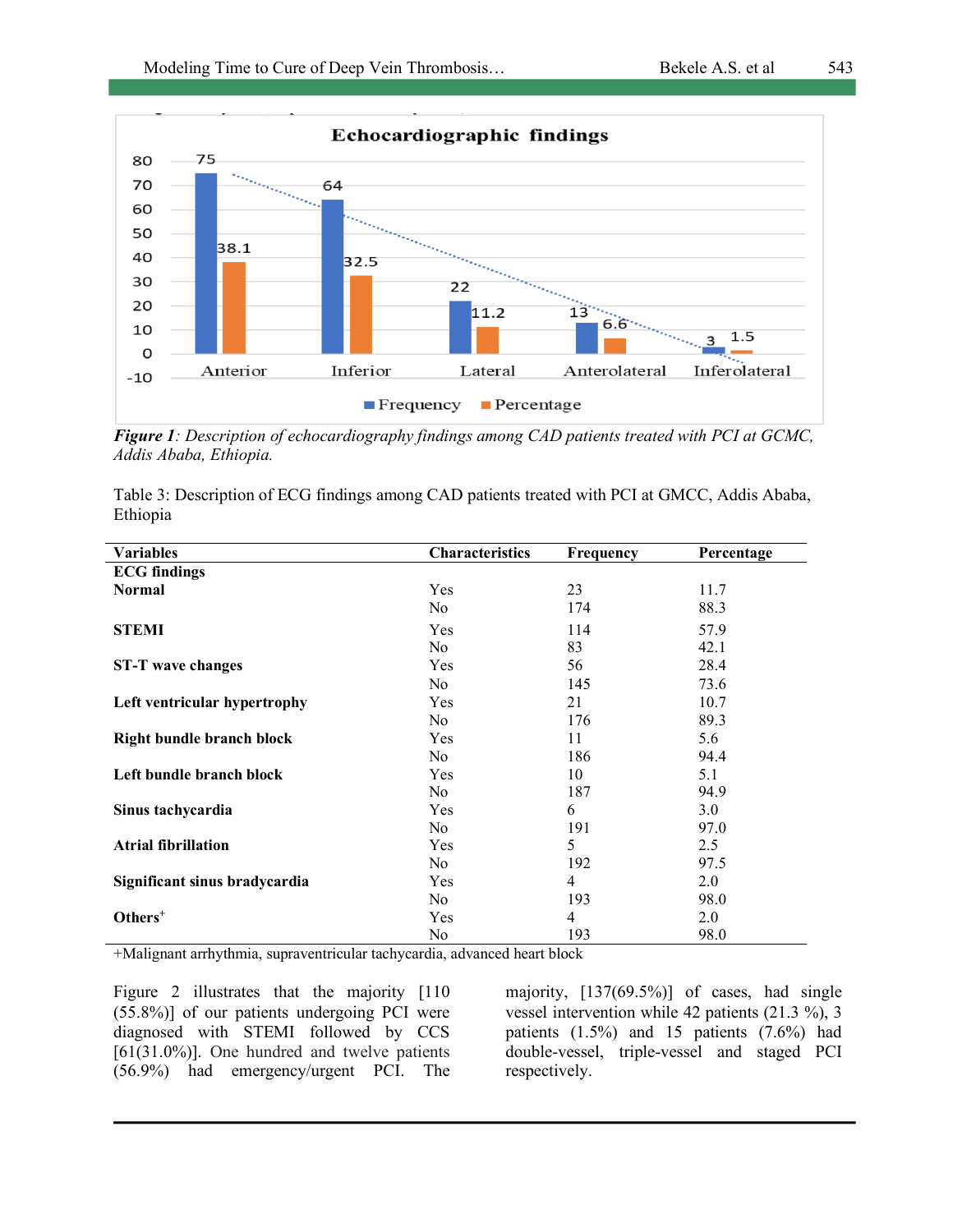**Figure 1**: *Description of echocardiography findings among CAD patients treated with PCI at GCMC, Addis Ababa, Ethiopia.*

Table 3: Description of ECG findings among CAD patients treated with PCI at GMCC, Addis Ababa, Ethiopia

| Variables | Characteristics | Frequency | Percentage |
|---|---|---|---|
| **ECG findings** | | | |
| **Normal** | Yes | 23 | 11.7 |
| | No | 174 | 88.3 |
| **STEMI** | Yes | 114 | 57.9 |
| | No | 83 | 42.1 |
| **ST-T wave changes** | Yes | 56 | 28.4 |
| | No | 145 | 73.6 |
| **Left ventricular hypertrophy** | Yes | 21 | 10.7 |
| | No | 176 | 89.3 |
| **Right bundle branch block** | Yes | 11 | 5.6 |
| | No | 186 | 94.4 |
| **Left bundle branch block** | Yes | 10 | 5.1 |
| | No | 187 | 94.9 |
| **Sinus tachycardia** | Yes | 6 | 3.0 |
| | No | 191 | 97.0 |
| **Atrial fibrillation** | Yes | 5 | 2.5 |
| | No | 192 | 97.5 |
| **Significant sinus bradycardia** | Yes | 4 | 2.0 |
| | No | 193 | 98.0 |
| **Others+** | Yes | 4 | 2.0 |
| | No | 193 | 98.0 |

+Malignant arrhythmia, supraventricular tachycardia, advanced heart block

Figure 2 illustrates that the majority [110 (55.8%)] of our patients undergoing PCI were diagnosed with STEMI followed by CCS [61(31.0%)]. One hundred and twelve patients (56.9%) had emergency/urgent PCI. The majority, [137(69.5%)] of cases, had single vessel intervention while 42 patients (21.3 %), 3 patients (1.5%) and 15 patients (7.6%) had double-vessel, triple-vessel and staged PCI respectively.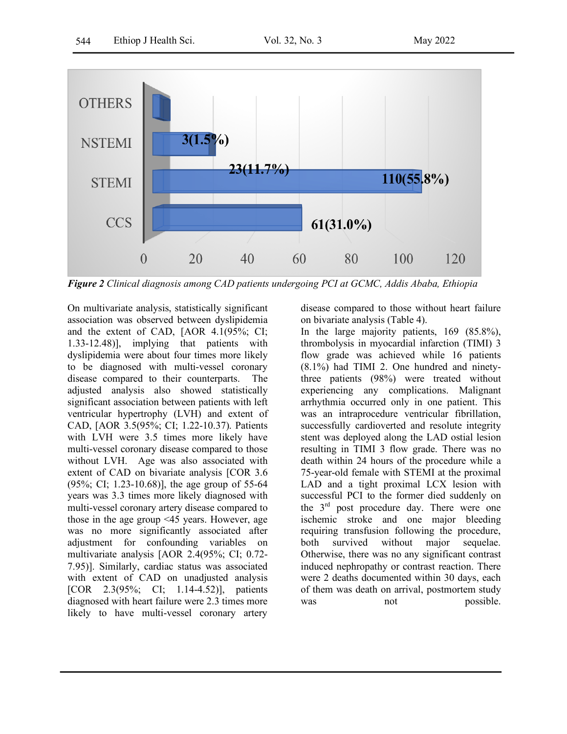*Figure 2 Clinical diagnosis among CAD patients undergoing PCI at GCMC, Addis Ababa, Ethiopia*

On multivariate analysis, statistically significant association was observed between dyslipidemia and the extent of CAD, [AOR 4.1(95%; CI; 1.33-12.48)], implying that patients with dyslipidemia were about four times more likely to be diagnosed with multi-vessel coronary disease compared to their counterparts. The adjusted analysis also showed statistically significant association between patients with left ventricular hypertrophy (LVH) and extent of CAD, [AOR 3.5(95%; CI; 1.22-10.37). Patients with LVH were 3.5 times more likely have multi-vessel coronary disease compared to those without LVH. Age was also associated with extent of CAD on bivariate analysis [COR 3.6 (95%; CI; 1.23-10.68)], the age group of 55-64 years was 3.3 times more likely diagnosed with multi-vessel coronary artery disease compared to those in the age group <45 years. However, age was no more significantly associated after adjustment for confounding variables on multivariate analysis [AOR 2.4(95%; CI; 0.72-7.95)]. Similarly, cardiac status was associated with extent of CAD on unadjusted analysis [COR 2.3(95%; CI; 1.14-4.52)], patients diagnosed with heart failure were 2.3 times more likely to have multi-vessel coronary artery disease compared to those without heart failure on bivariate analysis (Table 4).

In the large majority patients, 169 (85.8%), thrombolysis in myocardial infarction (TIMI) 3 flow grade was achieved while 16 patients (8.1%) had TIMI 2. One hundred and ninety-three patients (98%) were treated without experiencing any complications. Malignant arrhythmia occurred only in one patient. This was an intraprocedure ventricular fibrillation, successfully cardioverted and resolute integrity stent was deployed along the LAD ostial lesion resulting in TIMI 3 flow grade. There was no death within 24 hours of the procedure while a 75-year-old female with STEMI at the proximal LAD and a tight proximal LCX lesion with successful PCI to the former died suddenly on the 3rd post procedure day. There were one ischemic stroke and one major bleeding requiring transfusion following the procedure, both survived without major sequelae. Otherwise, there was no any significant contrast induced nephropathy or contrast reaction. There were 2 deaths documented within 30 days, each of them was death on arrival, postmortem study was not possible.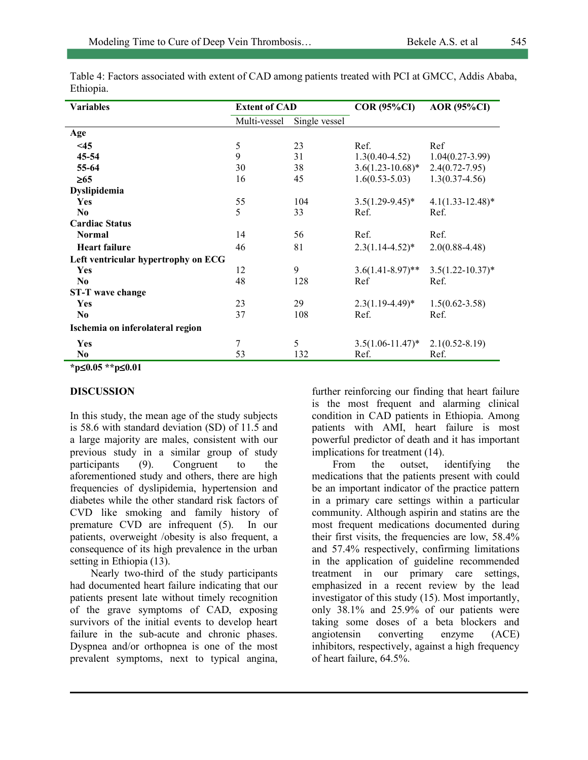Table 4: Factors associated with extent of CAD among patients treated with PCI at GMCC, Addis Ababa, Ethiopia.

| Variables | Extent of CAD | | COR (95%CI) | AOR (95%CI) |
|---|---|---|---|---|
| | Multi-vessel | Single vessel | | |
| **Age** | | | | |
| **<45** | 5 | 23 | Ref. | Ref |
| **45-54** | 9 | 31 | 1.3(0.40-4.52) | 1.04(0.27-3.99) |
| **55-64** | 30 | 38 | 3.6(1.23-10.68)* | 2.4(0.72-7.95) |
| **≥65** | 16 | 45 | 1.6(0.53-5.03) | 1.3(0.37-4.56) |
| **Dyslipidemia** | | | | |
| **Yes** | 55 | 104 | 3.5(1.29-9.45)* | 4.1(1.33-12.48)* |
| **No** | 5 | 33 | Ref. | Ref. |
| **Cardiac Status** | | | | |
| **Normal** | 14 | 56 | Ref. | Ref. |
| **Heart failure** | 46 | 81 | 2.3(1.14-4.52)* | 2.0(0.88-4.48) |
| **Left ventricular hypertrophy on ECG** | | | | |
| **Yes** | 12 | 9 | 3.6(1.41-8.97)** | 3.5(1.22-10.37)* |
| **No** | 48 | 128 | Ref | Ref. |
| **ST-T wave change** | | | | |
| **Yes** | 23 | 29 | 2.3(1.19-4.49)* | 1.5(0.62-3.58) |
| **No** | 37 | 108 | Ref. | Ref. |
| **Ischemia on inferolateral region** | | | | |
| **Yes** | 7 | 5 | 3.5(1.06-11.47)* | 2.1(0.52-8.19) |
| **No** | 53 | 132 | Ref. | Ref. |

**\*p≤0.05 \*\*p≤0.01**

## DISCUSSION

In this study, the mean age of the study subjects is 58.6 with standard deviation (SD) of 11.5 and a large majority are males, consistent with our previous study in a similar group of study participants (9). Congruent to the aforementioned study and others, there are high frequencies of dyslipidemia, hypertension and diabetes while the other standard risk factors of CVD like smoking and family history of premature CVD are infrequent (5). In our patients, overweight /obesity is also frequent, a consequence of its high prevalence in the urban setting in Ethiopia (13).

Nearly two-third of the study participants had documented heart failure indicating that our patients present late without timely recognition of the grave symptoms of CAD, exposing survivors of the initial events to develop heart failure in the sub-acute and chronic phases. Dyspnea and/or orthopnea is one of the most prevalent symptoms, next to typical angina, further reinforcing our finding that heart failure is the most frequent and alarming clinical condition in CAD patients in Ethiopia. Among patients with AMI, heart failure is most powerful predictor of death and it has important implications for treatment (14).

From the outset, identifying the medications that the patients present with could be an important indicator of the practice pattern in a primary care settings within a particular community. Although aspirin and statins are the most frequent medications documented during their first visits, the frequencies are low, 58.4% and 57.4% respectively, confirming limitations in the application of guideline recommended treatment in our primary care settings, emphasized in a recent review by the lead investigator of this study (15). Most importantly, only 38.1% and 25.9% of our patients were taking some doses of a beta blockers and angiotensin converting enzyme (ACE) inhibitors, respectively, against a high frequency of heart failure, 64.5%.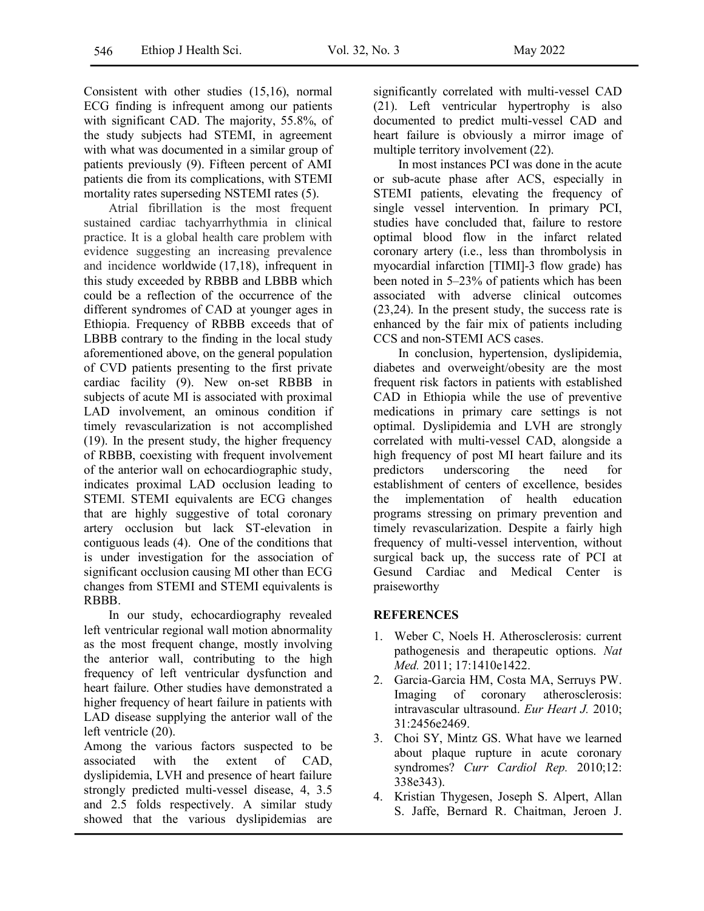Consistent with other studies (15,16), normal ECG finding is infrequent among our patients with significant CAD. The majority, 55.8%, of the study subjects had STEMI, in agreement with what was documented in a similar group of patients previously (9). Fifteen percent of AMI patients die from its complications, with STEMI mortality rates superseding NSTEMI rates (5).

Atrial fibrillation is the most frequent sustained cardiac tachyarrhythmia in clinical practice. It is a global health care problem with evidence suggesting an increasing prevalence and incidence worldwide (17,18), infrequent in this study exceeded by RBBB and LBBB which could be a reflection of the occurrence of the different syndromes of CAD at younger ages in Ethiopia. Frequency of RBBB exceeds that of LBBB contrary to the finding in the local study aforementioned above, on the general population of CVD patients presenting to the first private cardiac facility (9). New on-set RBBB in subjects of acute MI is associated with proximal LAD involvement, an ominous condition if timely revascularization is not accomplished (19). In the present study, the higher frequency of RBBB, coexisting with frequent involvement of the anterior wall on echocardiographic study, indicates proximal LAD occlusion leading to STEMI. STEMI equivalents are ECG changes that are highly suggestive of total coronary artery occlusion but lack ST-elevation in contiguous leads (4). One of the conditions that is under investigation for the association of significant occlusion causing MI other than ECG changes from STEMI and STEMI equivalents is RBBB.

In our study, echocardiography revealed left ventricular regional wall motion abnormality as the most frequent change, mostly involving the anterior wall, contributing to the high frequency of left ventricular dysfunction and heart failure. Other studies have demonstrated a higher frequency of heart failure in patients with LAD disease supplying the anterior wall of the left ventricle (20).

Among the various factors suspected to be associated with the extent of CAD, dyslipidemia, LVH and presence of heart failure strongly predicted multi-vessel disease, 4, 3.5 and 2.5 folds respectively. A similar study showed that the various dyslipidemias are significantly correlated with multi-vessel CAD (21). Left ventricular hypertrophy is also documented to predict multi-vessel CAD and heart failure is obviously a mirror image of multiple territory involvement (22).

In most instances PCI was done in the acute or sub-acute phase after ACS, especially in STEMI patients, elevating the frequency of single vessel intervention. In primary PCI, studies have concluded that, failure to restore optimal blood flow in the infarct related coronary artery (i.e., less than thrombolysis in myocardial infarction [TIMI]-3 flow grade) has been noted in 5–23% of patients which has been associated with adverse clinical outcomes (23,24). In the present study, the success rate is enhanced by the fair mix of patients including CCS and non-STEMI ACS cases.

In conclusion, hypertension, dyslipidemia, diabetes and overweight/obesity are the most frequent risk factors in patients with established CAD in Ethiopia while the use of preventive medications in primary care settings is not optimal. Dyslipidemia and LVH are strongly correlated with multi-vessel CAD, alongside a high frequency of post MI heart failure and its predictors underscoring the need for establishment of centers of excellence, besides the implementation of health education programs stressing on primary prevention and timely revascularization. Despite a fairly high frequency of multi-vessel intervention, without surgical back up, the success rate of PCI at Gesund Cardiac and Medical Center is praiseworthy

## REFERENCES

1. Weber C, Noels H. Atherosclerosis: current pathogenesis and therapeutic options. *Nat Med.* 2011; 17:1410e1422.
2. Garcia-Garcia HM, Costa MA, Serruys PW. Imaging of coronary atherosclerosis: intravascular ultrasound. *Eur Heart J.* 2010; 31:2456e2469.
3. Choi SY, Mintz GS. What have we learned about plaque rupture in acute coronary syndromes? *Curr Cardiol Rep.* 2010;12: 338e343).
4. Kristian Thygesen, Joseph S. Alpert, Allan S. Jaffe, Bernard R. Chaitman, Jeroen J.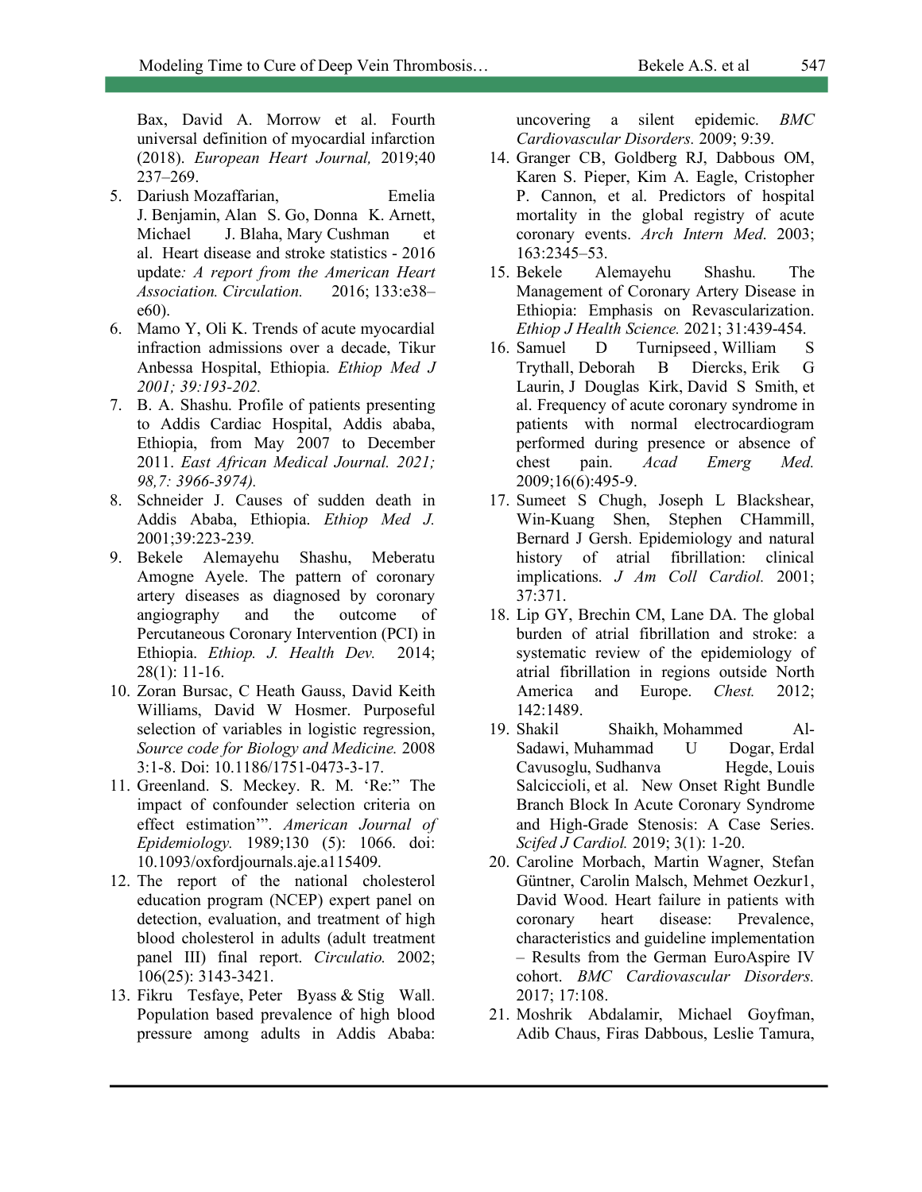Bax, David A. Morrow et al. Fourth universal definition of myocardial infarction (2018). *European Heart Journal,* 2019;40 237–269.

5. Dariush Mozaffarian, Emelia J. Benjamin, Alan S. Go, Donna K. Arnett, Michael J. Blaha, Mary Cushman et al. Heart disease and stroke statistics - 2016 update*: A report from the American Heart Association. Circulation.* 2016; 133:e38–e60).
6. Mamo Y, Oli K. Trends of acute myocardial infraction admissions over a decade, Tikur Anbessa Hospital, Ethiopia. *Ethiop Med J 2001; 39:193-202.*
7. B. A. Shashu. Profile of patients presenting to Addis Cardiac Hospital, Addis ababa, Ethiopia, from May 2007 to December 2011. *East African Medical Journal. 2021; 98,7: 3966-3974).*
8. Schneider J. Causes of sudden death in Addis Ababa, Ethiopia. *Ethiop Med J.* 2001;39:223-239*.*
9. Bekele Alemayehu Shashu, Meberatu Amogne Ayele. The pattern of coronary artery diseases as diagnosed by coronary angiography and the outcome of Percutaneous Coronary Intervention (PCI) in Ethiopia. *Ethiop. J. Health Dev.* 2014; 28(1): 11-16.
10. Zoran Bursac, C Heath Gauss, David Keith Williams, David W Hosmer. Purposeful selection of variables in logistic regression, *Source code for Biology and Medicine.* 2008 3:1-8. Doi: 10.1186/1751-0473-3-17.
11. Greenland. S. Meckey. R. M. 'Re:" The impact of confounder selection criteria on effect estimation'". *American Journal of Epidemiology.* 1989;130 (5): 1066. doi: 10.1093/oxfordjournals.aje.a115409.
12. The report of the national cholesterol education program (NCEP) expert panel on detection, evaluation, and treatment of high blood cholesterol in adults (adult treatment panel III) final report. *Circulatio.* 2002; 106(25): 3143-3421.
13. Fikru Tesfaye, Peter Byass & Stig Wall. Population based prevalence of high blood pressure among adults in Addis Ababa: uncovering a silent epidemic. *BMC Cardiovascular Disorders.* 2009; 9:39.
14. Granger CB, Goldberg RJ, Dabbous OM, Karen S. Pieper, Kim A. Eagle, Cristopher P. Cannon, et al. Predictors of hospital mortality in the global registry of acute coronary events. *Arch Intern Med*. 2003; 163:2345–53.
15. Bekele Alemayehu Shashu. The Management of Coronary Artery Disease in Ethiopia: Emphasis on Revascularization. *Ethiop J Health Science.* 2021; 31:439-454.
16. Samuel D Turnipseed, William S Trythall, Deborah B Diercks, Erik G Laurin, J Douglas Kirk, David S Smith, et al. Frequency of acute coronary syndrome in patients with normal electrocardiogram performed during presence or absence of chest pain. *Acad Emerg Med.* 2009;16(6):495-9.
17. Sumeet S Chugh, Joseph L Blackshear, Win-Kuang Shen, Stephen CHammill, Bernard J Gersh. Epidemiology and natural history of atrial fibrillation: clinical implications. *J Am Coll Cardiol.* 2001; 37:371.
18. Lip GY, Brechin CM, Lane DA. The global burden of atrial fibrillation and stroke: a systematic review of the epidemiology of atrial fibrillation in regions outside North America and Europe. *Chest.* 2012; 142:1489.
19. Shakil Shaikh, Mohammed Al-Sadawi, Muhammad U Dogar, Erdal Cavusoglu, Sudhanva Hegde, Louis Salciccioli, et al. New Onset Right Bundle Branch Block In Acute Coronary Syndrome and High-Grade Stenosis: A Case Series. *Scifed J Cardiol.* 2019; 3(1): 1-20.
20. Caroline Morbach, Martin Wagner, Stefan Güntner, Carolin Malsch, Mehmet Oezkur1, David Wood. Heart failure in patients with coronary heart disease: Prevalence, characteristics and guideline implementation – Results from the German EuroAspire IV cohort. *BMC Cardiovascular Disorders.* 2017; 17:108.
21. Moshrik Abdalamir, Michael Goyfman, Adib Chaus, Firas Dabbous, Leslie Tamura,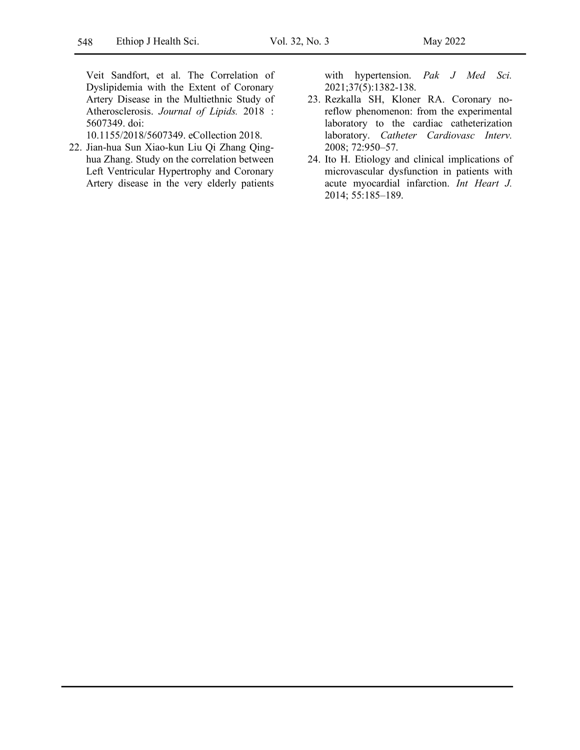Veit Sandfort, et al. The Correlation of Dyslipidemia with the Extent of Coronary Artery Disease in the Multiethnic Study of Atherosclerosis. *Journal of Lipids.* 2018 : 5607349. doi: 10.1155/2018/5607349. eCollection 2018.

22. Jian-hua Sun Xiao-kun Liu Qi Zhang Qing-hua Zhang. Study on the correlation between Left Ventricular Hypertrophy and Coronary Artery disease in the very elderly patients with hypertension. *Pak J Med Sci.* 2021;37(5):1382-138.
23. Rezkalla SH, Kloner RA. Coronary no-reflow phenomenon: from the experimental laboratory to the cardiac catheterization laboratory. *Catheter Cardiovasc Interv.* 2008; 72:950–57.
24. Ito H. Etiology and clinical implications of microvascular dysfunction in patients with acute myocardial infarction. *Int Heart J.* 2014; 55:185–189.